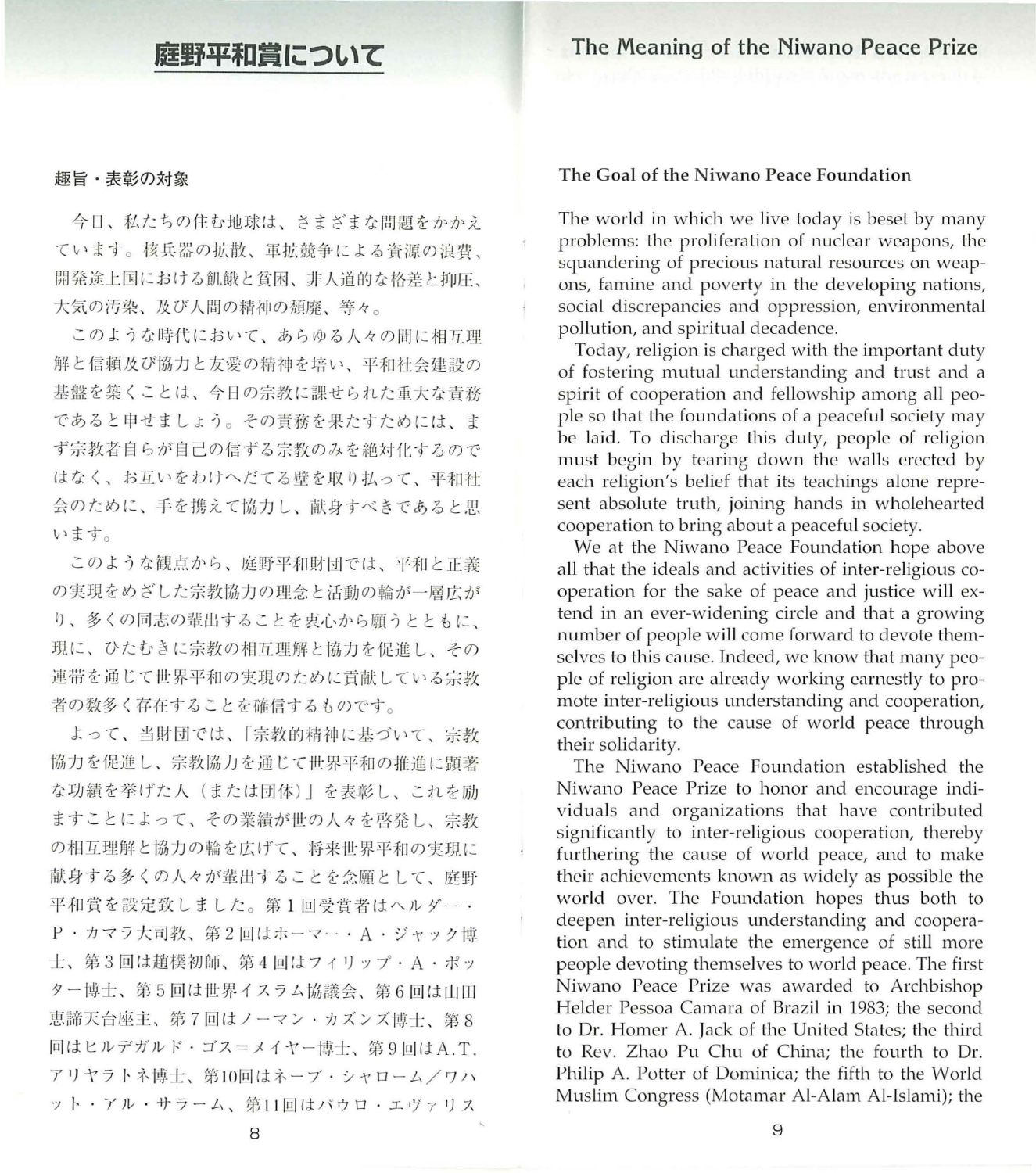# 庭野平和賞について

### 趣旨・表彰の対象

今日、私たちの住む地球は、さまざまな問題をかかえています。核兵器の拡散、軍拡競争による資源の浪費、開発途上国における飢餓と貧困、非人道的な格差と抑圧、大気の汚染、及び人間の精神の頽廃、等々。

このような時代において、あらゆる人々の間に相互理解と信頼及び協力と友愛の精神を培い、平和社会建設の基盤を築くことは、今日の宗教に課せられた重大な責務であると申せましょう。その責務を果たすためには、まず宗教者自らが自己の信ずる宗教のみを絶対化するのではなく、お互いをわけへだてる壁を取り払って、平和社会のために、手を携えて協力し、献身すべきであると思います。

このような観点から、庭野平和財団では、平和と正義の実現をめざした宗教協力の理念と活動の輪が一層広がり、多くの同志の輩出することを衷心から願うとともに、現に、ひたむきに宗教の相互理解と協力を促進し、その連帯を通じて世界平和の実現のために貢献している宗教者の数多く存在することを確信するものです。

よって、当財団では、「宗教的精神に基づいて、宗教協力を促進し、宗教協力を通じて世界平和の推進に顕著な功績を挙げた人（または団体）」を表彰し、これを励ますことによって、その業績が世の人々を啓発し、宗教の相互理解と協力の輪を広げて、将来世界平和の実現に献身する多くの人々が輩出することを念願として、庭野平和賞を設定致しました。第1回受賞者はヘルダー・P・カマラ大司教、第2回はホーマー・A・ジャック博士、第3回は趙僕初師、第4回はフィリップ・A・ポッター博士、第5回は世界イスラム協議会、第6回は山田恵諦天台座主、第7回はノーマン・カズンズ博士、第8回はヒルデガルド・ゴス＝メイヤー博士、第9回はA.T.アリヤラトネ博士、第10回はネーブ・シャローム／ワハット・アル・サラーム、第11回はパウロ・エヴァリス

# The Meaning of the Niwano Peace Prize

### The Goal of the Niwano Peace Foundation

The world in which we live today is beset by many problems: the proliferation of nuclear weapons, the squandering of precious natural resources on weapons, famine and poverty in the developing nations, social discrepancies and oppression, environmental pollution, and spiritual decadence.

Today, religion is charged with the important duty of fostering mutual understanding and trust and a spirit of cooperation and fellowship among all people so that the foundations of a peaceful society may be laid. To discharge this duty, people of religion must begin by tearing down the walls erected by each religion's belief that its teachings alone represent absolute truth, joining hands in wholehearted cooperation to bring about a peaceful society.

We at the Niwano Peace Foundation hope above all that the ideals and activities of inter-religious cooperation for the sake of peace and justice will extend in an ever-widening circle and that a growing number of people will come forward to devote themselves to this cause. Indeed, we know that many people of religion are already working earnestly to promote inter-religious understanding and cooperation, contributing to the cause of world peace through their solidarity.

The Niwano Peace Foundation established the Niwano Peace Prize to honor and encourage individuals and organizations that have contributed significantly to inter-religious cooperation, thereby furthering the cause of world peace, and to make their achievements known as widely as possible the world over. The Foundation hopes thus both to deepen inter-religious understanding and cooperation and to stimulate the emergence of still more people devoting themselves to world peace. The first Niwano Peace Prize was awarded to Archbishop Helder Pessoa Camara of Brazil in 1983; the second to Dr. Homer A. Jack of the United States; the third to Rev. Zhao Pu Chu of China; the fourth to Dr. Philip A. Potter of Dominica; the fifth to the World Muslim Congress (Motamar Al-Alam Al-Islami); the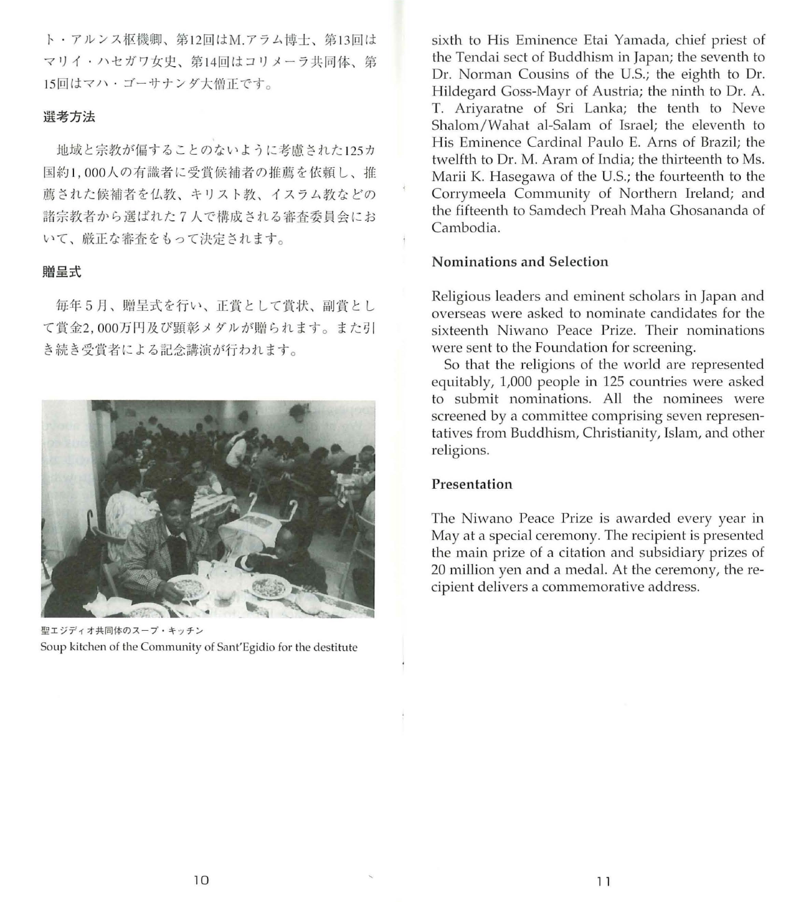ト・アルンス枢機卿、第12回はM.アラム博士、第13回はマリイ・ハセガワ女史、第14回はコリメーラ共同体、第15回はマハ・ゴーサナンダ大僧正です。

### 選考方法

地域と宗教が偏することのないように考慮された125カ国約1,000人の有識者に受賞候補者の推薦を依頼し、推薦された候補者を仏教、キリスト教、イスラム教などの諸宗教者から選ばれた7人で構成される審査委員会において、厳正な審査をもって決定されます。

### 贈呈式

毎年5月、贈呈式を行い、正賞として賞状、副賞として賞金2,000万円及び顕彰メダルが贈られます。また引き続き受賞者による記念講演が行われます。

聖エジディオ共同体のスープ・キッチン
Soup kitchen of the Community of Sant'Egidio for the destitute

sixth to His Eminence Etai Yamada, chief priest of the Tendai sect of Buddhism in Japan; the seventh to Dr. Norman Cousins of the U.S.; the eighth to Dr. Hildegard Goss-Mayr of Austria; the ninth to Dr. A. T. Ariyaratne of Sri Lanka; the tenth to Neve Shalom/Wahat al-Salam of Israel; the eleventh to His Eminence Cardinal Paulo E. Arns of Brazil; the twelfth to Dr. M. Aram of India; the thirteenth to Ms. Marii K. Hasegawa of the U.S.; the fourteenth to the Corrymeela Community of Northern Ireland; and the fifteenth to Samdech Preah Maha Ghosananda of Cambodia.

### Nominations and Selection

Religious leaders and eminent scholars in Japan and overseas were asked to nominate candidates for the sixteenth Niwano Peace Prize. Their nominations were sent to the Foundation for screening.

So that the religions of the world are represented equitably, 1,000 people in 125 countries were asked to submit nominations. All the nominees were screened by a committee comprising seven representatives from Buddhism, Christianity, Islam, and other religions.

### Presentation

The Niwano Peace Prize is awarded every year in May at a special ceremony. The recipient is presented the main prize of a citation and subsidiary prizes of 20 million yen and a medal. At the ceremony, the recipient delivers a commemorative address.